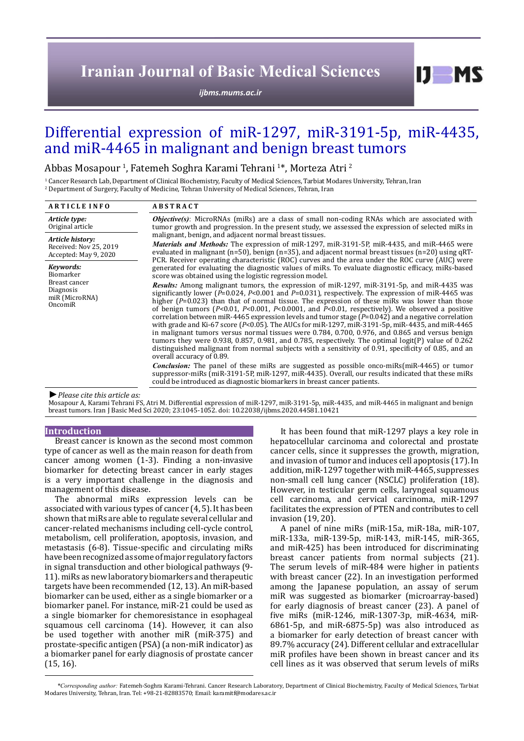# Differential expression of miR-1297, miR-3191-5p, miR-4435, and miR-4465 in malignant and benign breast tumors

Abbas Mosapour [1], Fatemeh Soghra Karami Tehrani [1]*, Morteza Atri [2]

[1] Cancer Research Lab, Department of Clinical Biochemistry, Faculty of Medical Sciences, Tarbiat Modares University, Tehran, Iran
[2] Department of Surgery, Faculty of Medicine, Tehran University of Medical Sciences, Tehran, Iran

## ARTICLE INFO

*Article type:*
Original article

*Article history:*
Received: Nov 25, 2019
Accepted: May 9, 2020

*Keywords:*
Biomarker
Breast cancer
Diagnosis
miR (MicroRNA)
OncomiR

## ABSTRACT

***Objective(s)***: MicroRNAs (miRs) are a class of small non-coding RNAs which are associated with tumor growth and progression. In the present study, we assessed the expression of selected miRs in malignant, benign, and adjacent normal breast tissues.

***Materials and Methods:*** The expression of miR-1297, miR-3191-5P, miR-4435, and miR-4465 were evaluated in malignant (n=50), benign (n=35), and adjacent normal breast tissues (n=20) using qRT-PCR. Receiver operating characteristic (ROC) curves and the area under the ROC curve (AUC) were generated for evaluating the diagnostic values of miRs. To evaluate diagnostic efficacy, miRs-based score was obtained using the logistic regression model.

***Results:*** Among malignant tumors, the expression of miR-1297, miR-3191-5p, and miR-4435 was significantly lower ($P$=0.024, $P$<0.001 and $P$=0.031), respectively. The expression of miR-4465 was higher ($P$=0.023) than that of normal tissue. The expression of these miRs was lower than those of benign tumors ($P$<0.01, $P$<0.001, $P$<0.0001, and $P$<0.01, respectively). We observed a positive correlation between miR-4465 expression levels and tumor stage ($P$=0.042) and a negative correlation with grade and Ki-67 score ($P$<0.05). The AUCs for miR-1297, miR-3191-5p, miR-4435, and miR-4465 in malignant tumors versus normal tissues were 0.784, 0.700, 0.976, and 0.865 and versus benign tumors they were 0.938, 0.857, 0.981, and 0.785, respectively. The optimal logit(P) value of 0.262 distinguished malignant from normal subjects with a sensitivity of 0.91, specificity of 0.85, and an overall accuracy of 0.89.

***Conclusion:*** The panel of these miRs are suggested as possible onco-miRs(miR-4465) or tumor suppressor-miRs (miR-3191-5P, miR-1297, miR-4435). Overall, our results indicated that these miRs could be introduced as diagnostic biomarkers in breast cancer patients.

► *Please cite this article as:*
Mosapour A, Karami Tehrani FS, Atri M. Differential expression of miR-1297, miR-3191-5p, miR-4435, and miR-4465 in malignant and benign breast tumors. Iran J Basic Med Sci 2020; 23:1045-1052. doi: 10.22038/ijbms.2020.44581.10421

## Introduction

Breast cancer is known as the second most common type of cancer as well as the main reason for death from cancer among women (1-3). Finding a non-invasive biomarker for detecting breast cancer in early stages is a very important challenge in the diagnosis and management of this disease.

The abnormal miRs expression levels can be associated with various types of cancer (4, 5). It has been shown that miRs are able to regulate several cellular and cancer-related mechanisms including cell-cycle control, metabolism, cell proliferation, apoptosis, invasion, and metastasis (6-8). Tissue-specific and circulating miRs have been recognized as some of major regulatory factors in signal transduction and other biological pathways (9-11). miRs as new laboratory biomarkers and therapeutic targets have been recommended (12, 13). An miR-based biomarker can be used, either as a single biomarker or a biomarker panel. For instance, miR-21 could be used as a single biomarker for chemoresistance in esophageal squamous cell carcinoma (14). However, it can also be used together with another miR (miR-375) and prostate-specific antigen (PSA) (a non-miR indicator) as a biomarker panel for early diagnosis of prostate cancer (15, 16).

It has been found that miR-1297 plays a key role in hepatocellular carcinoma and colorectal and prostate cancer cells, since it suppresses the growth, migration, and invasion of tumor and induces cell apoptosis (17). In addition, miR-1297 together with miR-4465, suppresses non-small cell lung cancer (NSCLC) proliferation (18). However, in testicular germ cells, laryngeal squamous cell carcinoma, and cervical carcinoma, miR-1297 facilitates the expression of PTEN and contributes to cell invasion (19, 20).

A panel of nine miRs (miR-15a, miR-18a, miR-107, miR-133a, miR-139-5p, miR-143, miR-145, miR-365, and miR-425) has been introduced for discriminating breast cancer patients from normal subjects (21). The serum levels of miR-484 were higher in patients with breast cancer (22). In an investigation performed among the Japanese population, an assay of serum miR was suggested as biomarker (microarray-based) for early diagnosis of breast cancer (23). A panel of five miRs (miR-1246, miR-1307-3p, miR-4634, miR-6861-5p, and miR-6875-5p) was also introduced as a biomarker for early detection of breast cancer with 89.7% accuracy (24). Different cellular and extracellular miR profiles have been shown in breast cancer and its cell lines as it was observed that serum levels of miRs

*\*Corresponding author:* Fatemeh-Soghra Karami-Tehrani. Cancer Research Laboratory, Department of Clinical Biochemistry, Faculty of Medical Sciences, Tarbiat Modares University, Tehran, Iran. Tel: +98-21-82883570; Email: karamitf@modares.ac.ir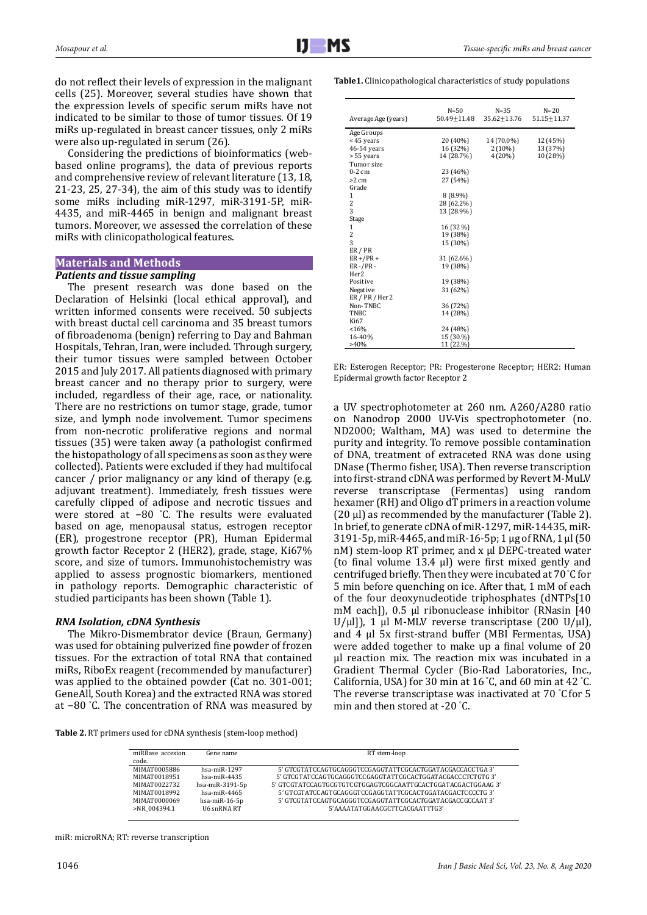do not reflect their levels of expression in the malignant cells (25). Moreover, several studies have shown that the expression levels of specific serum miRs have not indicated to be similar to those of tumor tissues. Of 19 miRs up-regulated in breast cancer tissues, only 2 miRs were also up-regulated in serum (26).

Considering the predictions of bioinformatics (web-based online programs), the data of previous reports and comprehensive review of relevant literature (13, 18, 21-23, 25, 27-34), the aim of this study was to identify some miRs including miR-1297, miR-3191-5P, miR-4435, and miR-4465 in benign and malignant breast tumors. Moreover, we assessed the correlation of these miRs with clinicopathological features.

## Materials and Methods

### Patients and tissue sampling

The present research was done based on the Declaration of Helsinki (local ethical approval), and written informed consents were received. 50 subjects with breast ductal cell carcinoma and 35 breast tumors of fibroadenoma (benign) referring to Day and Bahman Hospitals, Tehran, Iran, were included. Through surgery, their tumor tissues were sampled between October 2015 and July 2017. All patients diagnosed with primary breast cancer and no therapy prior to surgery, were included, regardless of their age, race, or nationality. There are no restrictions on tumor stage, grade, tumor size, and lymph node involvement. Tumor specimens from non-necrotic proliferative regions and normal tissues (35) were taken away (a pathologist confirmed the histopathology of all specimens as soon as they were collected). Patients were excluded if they had multifocal cancer / prior malignancy or any kind of therapy (e.g. adjuvant treatment). Immediately, fresh tissues were carefully clipped of adipose and necrotic tissues and were stored at −80 ˚C. The results were evaluated based on age, menopausal status, estrogen receptor (ER), progestrone receptor (PR), Human Epidermal growth factor Receptor 2 (HER2), grade, stage, Ki67% score, and size of tumors. Immunohistochemistry was applied to assess prognostic biomarkers, mentioned in pathology reports. Demographic characteristic of studied participants has been shown (Table 1).

**Table1.** Clinicopathological characteristics of study populations

| Average Age (years) | N=50<br>50.49±11.48 | N=35<br>35.62±13.76 | N=20<br>51.15±11.37 |
|---|---|---|---|
| Age Groups | | | |
| <45 years | 20 (40%) | 14 (70.0%) | 12 (45%) |
| 46-54 years | 16 (32%) | 2 (10%) | 13 (37%) |
| >55 years | 14 (28.7%) | 4 (20%) | 10 (28%) |
| Tumor size | | | |
| 0-2 cm | 23 (46%) | | |
| >2 cm | 27 (54%) | | |
| Grade | | | |
| 1 | 8 (8.9%) | | |
| 2 | 28 (62.2%) | | |
| 3 | 13 (28.9%) | | |
| Stage | | | |
| 1 | 16 (32%) | | |
| 2 | 19 (38%) | | |
| 3 | 15 (30%) | | |
| ER / PR | | | |
| ER+/PR+ | 31 (62.6%) | | |
| ER-/PR- | 19 (38%) | | |
| Her2 | | | |
| Positive | 19 (38%) | | |
| Negative | 31 (62%) | | |
| ER / PR / Her2 | | | |
| Non-TNBC | 36 (72%) | | |
| TNBC | 14 (28%) | | |
| Ki67 | | | |
| <16% | 24 (48%) | | |
| 16-40% | 15 (30.%) | | |
| >40% | 11 (22.%) | | |

ER: Esterogen Receptor; PR: Progesterone Receptor; HER2: Human Epidermal growth factor Receptor 2

### RNA Isolation, cDNA Synthesis

The Mikro-Dismembrator device (Braun, Germany) was used for obtaining pulverized fine powder of frozen tissues. For the extraction of total RNA that contained miRs, RiboEx reagent (recommended by manufacturer) was applied to the obtained powder (Cat no. 301-001; GeneAll, South Korea) and the extracted RNA was stored at −80 ˚C. The concentration of RNA was measured by a UV spectrophotometer at 260 nm. A260/A280 ratio on Nanodrop 2000 UV-Vis spectrophotometer (no. ND2000; Waltham, MA) was used to determine the purity and integrity. To remove possible contamination of DNA, treatment of extraceted RNA was done using DNase (Thermo fisher, USA). Then reverse transcription into first-strand cDNA was performed by Revert M-MuLV reverse transcriptase (Fermentas) using random hexamer (RH) and Oligo dT primers in a reaction volume (20 µl) as recommended by the manufacturer (Table 2). In brief, to generate cDNA of miR-1297, miR-14435, miR-3191-5p, miR-4465, and miR-16-5p; 1 µg of RNA, 1 µl (50 nM) stem-loop RT primer, and x µl DEPC-treated water (to final volume 13.4 µl) were first mixed gently and centrifuged briefly. Then they were incubated at 70 ˚C for 5 min before quenching on ice. After that, 1 mM of each of the four deoxynucleotide triphosphates (dNTPs[10 mM each]), 0.5 µl ribonuclease inhibitor (RNasin [40 U/µl]), 1 µl M-MLV reverse transcriptase (200 U/µl), and 4 µl 5x first-strand buffer (MBI Fermentas, USA) were added together to make up a final volume of 20 µl reaction mix. The reaction mix was incubated in a Gradient Thermal Cycler (Bio-Rad Laboratories, Inc., California, USA) for 30 min at 16 ˚C, and 60 min at 42 ˚C. The reverse transcriptase was inactivated at 70 ˚C for 5 min and then stored at -20 ˚C.

**Table 2.** RT primers used for cDNA synthesis (stem-loop method)

| miRBase accesion code. | Gene name | RT stem-loop |
|---|---|---|
| MIMAT0005886 | hsa-miR-1297 | 5' GTCGTATCCAGTGCAGGGTCCGAGGTATTCGCACTGGATACGACCACCTGA 3' |
| MIMAT0018951 | hsa-miR-4435 | 5' GTCGTATCCAGTGCAGGGTCCGAGGTATTCGCACTGGATACGACCCTCTGTG 3' |
| MIMAT0022732 | hsa-miR-3191-5p | 5' GTCGTATCCAGTGCGTGTCGTGGAGTCGGCAATTGCACTGGATACGACTGGAAG 3' |
| MIMAT0018992 | hsa-miR-4465 | 5' GTCGTATCCAGTGCAGGGTCCGAGGTATTCGCACTGGATACGACTCCCCTG 3' |
| MIMAT0000069 | hsa-miR-16-5p | 5' GTCGTATCCAGTGCAGGGTCCGAGGTATTCGCACTGGATACGACCGCCAAT 3' |
| >NR_004394.1 | U6 snRNA RT | 5'AAAATATGGAACGCTTCACGAATTTG3' |

miR: microRNA; RT: reverse transcription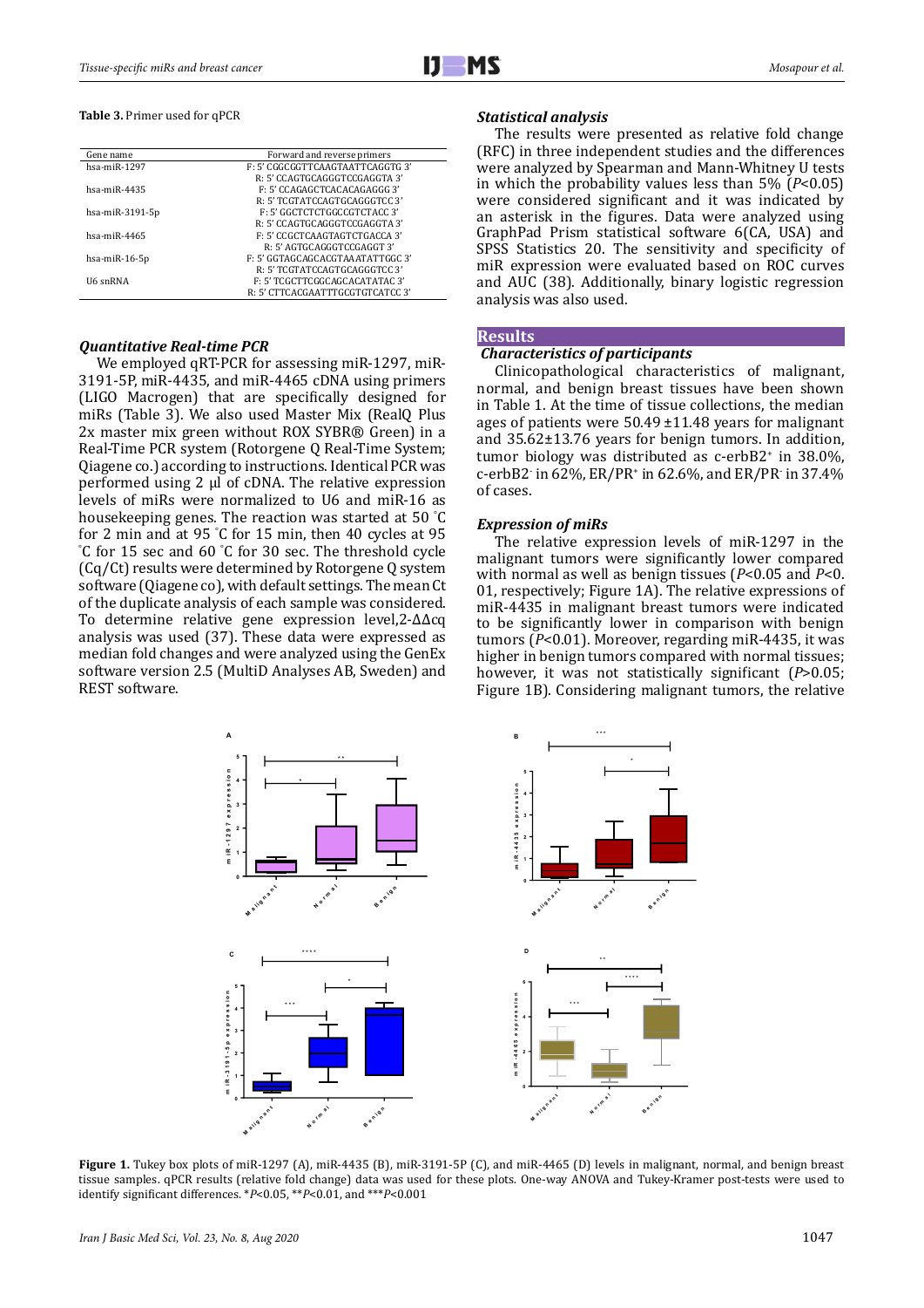**Table 3.** Primer used for qPCR

| Gene name | Forward and reverse primers |
|---|---|
| hsa-miR-1297 | F: 5' CGGCGGTTCAAGTAATTCAGGTG 3' |
| | R: 5' CCAGTGCAGGGTCCGAGGTA 3' |
| hsa-miR-4435 | F: 5' CCAGAGCTCACACAGAGGG 3' |
| | R: 5' TCGTATCCAGTGCAGGGTCC 3' |
| hsa-miR-3191-5p | F: 5' GGCTCTCTGGCCGTCTACC 3' |
| | R: 5' CCAGTGCAGGGTCCGAGGTA 3' |
| hsa-miR-4465 | F: 5' CCGCTCAAGTAGTCTGACCA 3' |
| | R: 5' AGTGCAGGGTCCGAGGT 3' |
| hsa-miR-16-5p | F: 5' GGTAGCAGCACGTAAATATTGGC 3' |
| | R: 5' TCGTATCCAGTGCAGGGTCC 3' |
| U6 snRNA | F: 5' TCGCTTCGGCAGCACATATAC 3' |
| | R: 5' CTTCACGAATTTGCGTGTCATCC 3' |

### *Quantitative Real-time PCR*

We employed qRT-PCR for assessing miR-1297, miR-3191-5P, miR-4435, and miR-4465 cDNA using primers (LIGO Macrogen) that are specifically designed for miRs (Table 3). We also used Master Mix (RealQ Plus 2x master mix green without ROX SYBR® Green) in a Real-Time PCR system (Rotorgene Q Real-Time System; Qiagene co.) according to instructions. Identical PCR was performed using 2 µl of cDNA. The relative expression levels of miRs were normalized to U6 and miR-16 as housekeeping genes. The reaction was started at 50 °C for 2 min and at 95 °C for 15 min, then 40 cycles at 95 °C for 15 sec and 60 °C for 30 sec. The threshold cycle (Cq/Ct) results were determined by Rotorgene Q system software (Qiagene co), with default settings. The mean Ct of the duplicate analysis of each sample was considered. To determine relative gene expression level, $2^{-\Delta\Delta cq}$ analysis was used (37). These data were expressed as median fold changes and were analyzed using the GenEx software version 2.5 (MultiD Analyses AB, Sweden) and REST software.

### *Statistical analysis*

The results were presented as relative fold change (RFC) in three independent studies and the differences were analyzed by Spearman and Mann-Whitney U tests in which the probability values less than 5% ($P<0.05$) were considered significant and it was indicated by an asterisk in the figures. Data were analyzed using GraphPad Prism statistical software 6(CA, USA) and SPSS Statistics 20. The sensitivity and specificity of miR expression were evaluated based on ROC curves and AUC (38). Additionally, binary logistic regression analysis was also used.

## Results

### *Characteristics of participants*

Clinicopathological characteristics of malignant, normal, and benign breast tissues have been shown in Table 1. At the time of tissue collections, the median ages of patients were 50.49 ±11.48 years for malignant and 35.62±13.76 years for benign tumors. In addition, tumor biology was distributed as c-erbB2$^{+}$ in 38.0%, c-erbB2$^{-}$ in 62%, ER/PR$^{+}$ in 62.6%, and ER/PR$^{-}$ in 37.4% of cases.

### *Expression of miRs*

The relative expression levels of miR-1297 in the malignant tumors were significantly lower compared with normal as well as benign tissues ($P<0.05$ and $P<0.01$, respectively; Figure 1A). The relative expressions of miR-4435 in malignant breast tumors were indicated to be significantly lower in comparison with benign tumors ($P<0.01$). Moreover, regarding miR-4435, it was higher in benign tumors compared with normal tissues; however, it was not statistically significant ($P>0.05$; Figure 1B). Considering malignant tumors, the relative

**Figure 1.** Tukey box plots of miR-1297 (A), miR-4435 (B), miR-3191-5P (C), and miR-4465 (D) levels in malignant, normal, and benign breast tissue samples. qPCR results (relative fold change) data was used for these plots. One-way ANOVA and Tukey-Kramer post-tests were used to identify significant differences. *$P<0.05$, **$P<0.01$, and ***$P<0.001$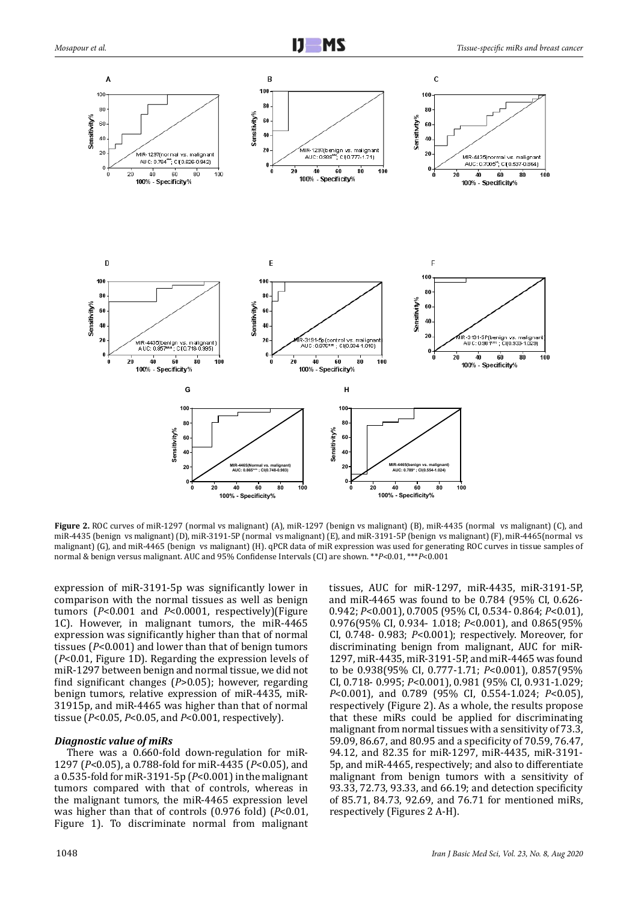**Figure 2.** ROC curves of miR-1297 (normal vs malignant) (A), miR-1297 (benign vs malignant) (B), miR-4435 (normal vs malignant) (C), and miR-4435 (benign vs malignant) (D), miR-3191-5P (normal vs malignant) (E), and miR-3191-5P (benign vs malignant) (F), miR-4465(normal vs malignant) (G), and miR-4465 (benign vs malignant) (H). qPCR data of miR expression was used for generating ROC curves in tissue samples of normal & benign versus malignant. AUC and 95% Confidense Intervals (CI) are shown. ** $P<0.01$, *** $P<0.001$

expression of miR-3191-5p was significantly lower in comparison with the normal tissues as well as benign tumors ($P<0.001$ and $P<0.0001$, respectively)(Figure 1C). However, in malignant tumors, the miR-4465 expression was significantly higher than that of normal tissues ($P<0.001$) and lower than that of benign tumors ($P<0.01$, Figure 1D). Regarding the expression levels of miR-1297 between benign and normal tissue, we did not find significant changes ($P>0.05$); however, regarding benign tumors, relative expression of miR-4435, miR-31915p, and miR-4465 was higher than that of normal tissue ($P<0.05$, $P<0.05$, and $P<0.001$, respectively).

### *Diagnostic value of miRs*

There was a 0.660-fold down-regulation for miR-1297 ($P<0.05$), a 0.788-fold for miR-4435 ($P<0.05$), and a 0.535-fold for miR-3191-5p ($P<0.001$) in the malignant tumors compared with that of controls, whereas in the malignant tumors, the miR-4465 expression level was higher than that of controls (0.976 fold) ($P<0.01$, Figure 1). To discriminate normal from malignant tissues, AUC for miR-1297, miR-4435, miR-3191-5P, and miR-4465 was found to be 0.784 (95% CI, 0.626-0.942; $P<0.001$), 0.7005 (95% CI, 0.534- 0.864; $P<0.01$), 0.976(95% CI, 0.934- 1.018; $P<0.001$), and 0.865(95% CI, 0.748- 0.983; $P<0.001$); respectively. Moreover, for discriminating benign from malignant, AUC for miR-1297, miR-4435, miR-3191-5P, and miR-4465 was found to be 0.938(95% CI, 0.777-1.71; $P<0.001$), 0.857(95% CI, 0.718- 0.995; $P<0.001$), 0.981 (95% CI, 0.931-1.029; $P<0.001$), and 0.789 (95% CI, 0.554-1.024; $P<0.05$), respectively (Figure 2). As a whole, the results propose that these miRs could be applied for discriminating malignant from normal tissues with a sensitivity of 73.3, 59.09, 86.67, and 80.95 and a specificity of 70.59, 76.47, 94.12, and 82.35 for miR-1297, miR-4435, miR-3191-5p, and miR-4465, respectively; and also to differentiate malignant from benign tumors with a sensitivity of 93.33, 72.73, 93.33, and 66.19; and detection specificity of 85.71, 84.73, 92.69, and 76.71 for mentioned miRs, respectively (Figures 2 A-H).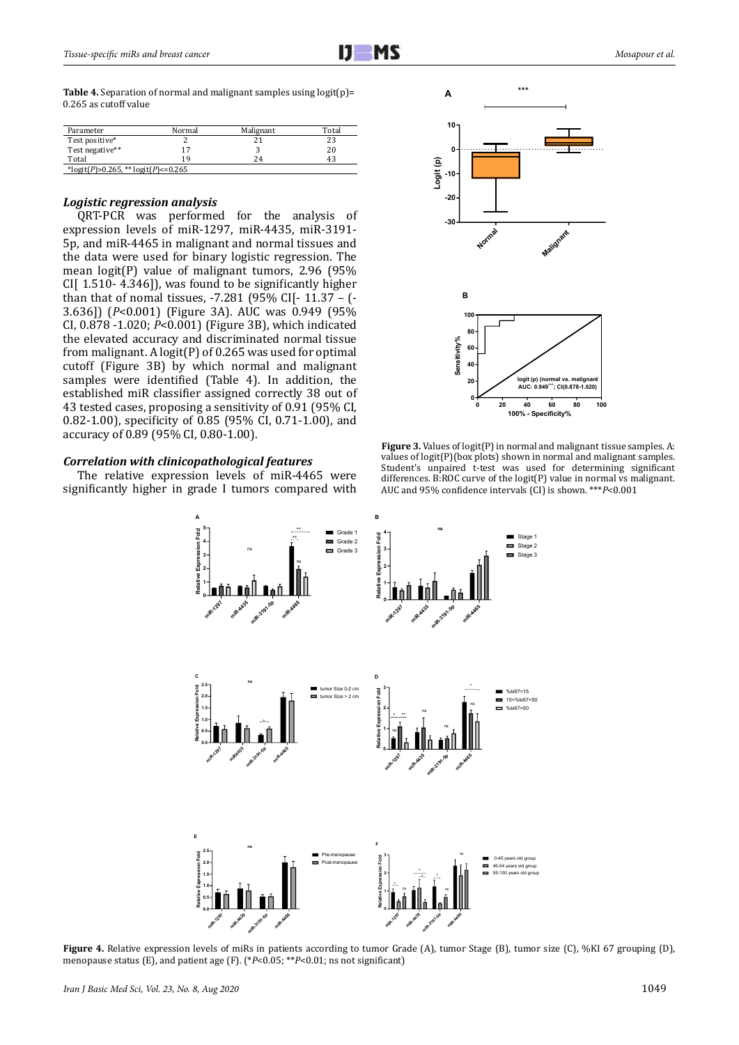**Table 4.** Separation of normal and malignant samples using logit(p)= 0.265 as cutoff value

| Parameter | Normal | Malignant | Total |
|---|---|---|---|
| Test positive* | 2 | 21 | 23 |
| Test negative** | 17 | 3 | 20 |
| Total | 19 | 24 | 43 |

*logit(*P*)>0.265, ** logit(*P*)<=0.265

### *Logistic regression analysis*

QRT-PCR was performed for the analysis of expression levels of miR-1297, miR-4435, miR-3191-5p, and miR-4465 in malignant and normal tissues and the data were used for binary logistic regression. The mean logit(P) value of malignant tumors, 2.96 (95% CI[ 1.510- 4.346]), was found to be significantly higher than that of nomal tissues, -7.281 (95% CI[- 11.37 – (-3.636]) (*P*<0.001) (Figure 3A). AUC was 0.949 (95% CI, 0.878 -1.020; *P*<0.001) (Figure 3B), which indicated the elevated accuracy and discriminated normal tissue from malignant. A logit(P) of 0.265 was used for optimal cutoff (Figure 3B) by which normal and malignant samples were identified (Table 4). In addition, the established miR classifier assigned correctly 38 out of 43 tested cases, proposing a sensitivity of 0.91 (95% CI, 0.82-1.00), specificity of 0.85 (95% CI, 0.71-1.00), and accuracy of 0.89 (95% CI, 0.80-1.00).

**Figure 3.** Values of logit(P) in normal and malignant tissue samples. A: values of logit(P)(box plots) shown in normal and malignant samples. Student's unpaired t-test was used for determining significant differences. B:ROC curve of the logit(P) value in normal vs malignant. AUC and 95% confidence intervals (CI) is shown. ****P*<0.001

### *Correlation with clinicopathological features*

The relative expression levels of miR-4465 were significantly higher in grade I tumors compared with

**Figure 4.** Relative expression levels of miRs in patients according to tumor Grade (A), tumor Stage (B), tumor size (C), %KI 67 grouping (D), menopause status (E), and patient age (F). (**P*<0.05; ***P*<0.01; ns not significant)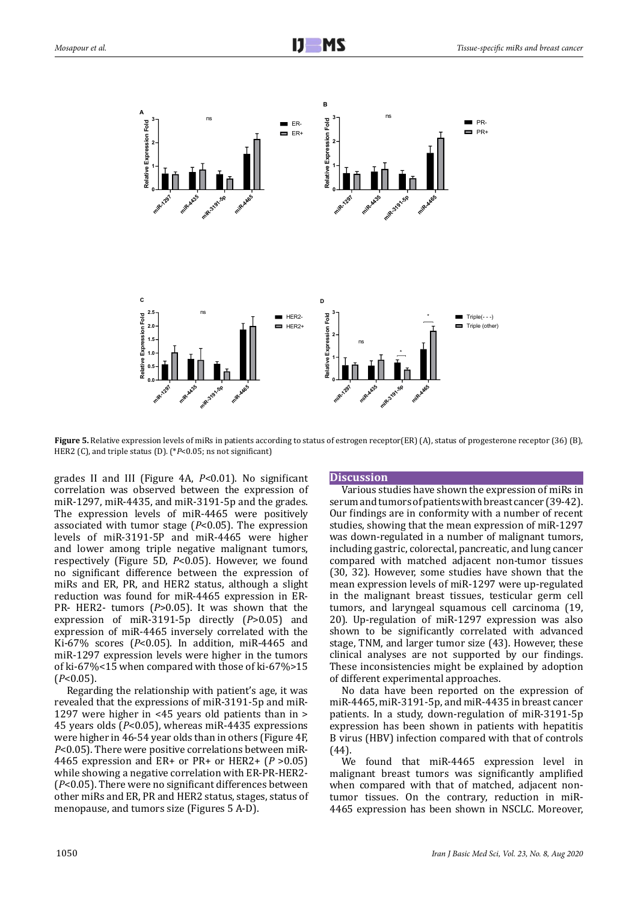**Figure 5.** Relative expression levels of miRs in patients according to status of estrogen receptor(ER) (A), status of progesterone receptor (36) (B), HER2 (C), and triple status (D). (*$P$<0.05; ns not significant)

grades II and III (Figure 4A, $P$<0.01). No significant correlation was observed between the expression of miR-1297, miR-4435, and miR-3191-5p and the grades. The expression levels of miR-4465 were positively associated with tumor stage ($P$<0.05). The expression levels of miR-3191-5P and miR-4465 were higher and lower among triple negative malignant tumors, respectively (Figure 5D, $P$<0.05). However, we found no significant difference between the expression of miRs and ER, PR, and HER2 status, although a slight reduction was found for miR-4465 expression in ER-PR- HER2- tumors ($P$>0.05). It was shown that the expression of miR-3191-5p directly ($P$>0.05) and expression of miR-4465 inversely correlated with the Ki-67% scores ($P$<0.05). In addition, miR-4465 and miR-1297 expression levels were higher in the tumors of ki-67%<15 when compared with those of ki-67%>15 ($P$<0.05).

Regarding the relationship with patient's age, it was revealed that the expressions of miR-3191-5p and miR-1297 were higher in <45 years old patients than in > 45 years olds ($P$<0.05), whereas miR-4435 expressions were higher in 46-54 year olds than in others (Figure 4F, $P$<0.05). There were positive correlations between miR-4465 expression and ER+ or PR+ or HER2+ ($P$ >0.05) while showing a negative correlation with ER-PR-HER2- ($P$<0.05). There were no significant differences between other miRs and ER, PR and HER2 status, stages, status of menopause, and tumors size (Figures 5 A-D).

## Discussion

Various studies have shown the expression of miRs in serum and tumors of patients with breast cancer (39-42). Our findings are in conformity with a number of recent studies, showing that the mean expression of miR-1297 was down-regulated in a number of malignant tumors, including gastric, colorectal, pancreatic, and lung cancer compared with matched adjacent non-tumor tissues (30, 32). However, some studies have shown that the mean expression levels of miR-1297 were up-regulated in the malignant breast tissues, testicular germ cell tumors, and laryngeal squamous cell carcinoma (19, 20). Up-regulation of miR-1297 expression was also shown to be significantly correlated with advanced stage, TNM, and larger tumor size (43). However, these clinical analyses are not supported by our findings. These inconsistencies might be explained by adoption of different experimental approaches.

No data have been reported on the expression of miR-4465, miR-3191-5p, and miR-4435 in breast cancer patients. In a study, down-regulation of miR-3191-5p expression has been shown in patients with hepatitis B virus (HBV) infection compared with that of controls (44).

We found that miR-4465 expression level in malignant breast tumors was significantly amplified when compared with that of matched, adjacent non-tumor tissues. On the contrary, reduction in miR-4465 expression has been shown in NSCLC. Moreover,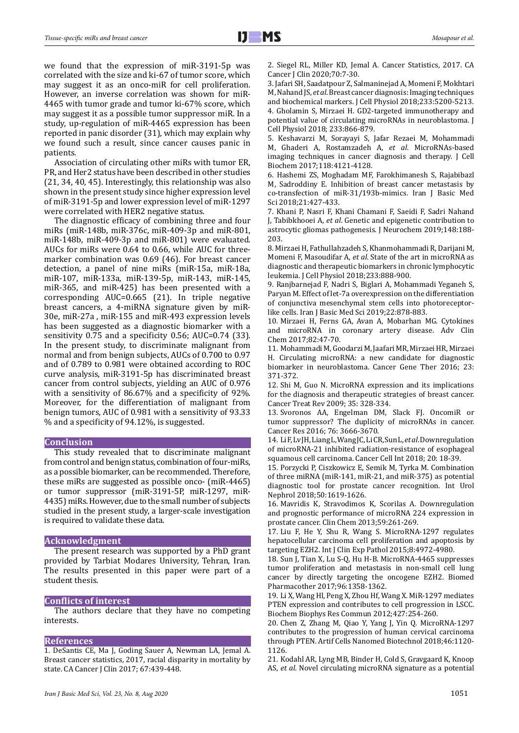we found that the expression of miR-3191-5p was correlated with the size and ki-67 of tumor score, which may suggest it as an onco-miR for cell proliferation. However, an inverse correlation was shown for miR-4465 with tumor grade and tumor ki-67% score, which may suggest it as a possible tumor suppressor miR. In a study, up-regulation of miR-4465 expression has been reported in panic disorder (31), which may explain why we found such a result, since cancer causes panic in patients.

Association of circulating other miRs with tumor ER, PR, and Her2 status have been described in other studies (21, 34, 40, 45). Interestingly, this relationship was also shown in the present study since higher expression level of miR-3191-5p and lower expression level of miR-1297 were correlated with HER2 negative status.

The diagnostic efficacy of combining three and four miRs (miR-148b, miR-376c, miR-409-3p and miR-801, miR-148b, miR-409-3p and miR-801) were evaluated. AUCs for miRs were 0.64 to 0.66, while AUC for three-marker combination was 0.69 (46). For breast cancer detection, a panel of nine miRs (miR-15a, miR-18a, miR-107, miR-133a, miR-139-5p, miR-143, miR-145, miR-365, and miR-425) has been presented with a corresponding AUC=0.665 (21). In triple negative breast cancers, a 4-miRNA signature given by miR-30e, miR-27a , miR-155 and miR-493 expression levels has been suggested as a diagnostic biomarker with a sensitivity 0.75 and a specificity 0.56; AUC=0.74 (33). In the present study, to discriminate malignant from normal and from benign subjects, AUCs of 0.700 to 0.97 and of 0.789 to 0.981 were obtained according to ROC curve analysis, miR-3191-5p has discriminated breast cancer from control subjects, yielding an AUC of 0.976 with a sensitivity of 86.67% and a specificity of 92%. Moreover, for the differentiation of malignant from benign tumors, AUC of 0.981 with a sensitivity of 93.33 % and a specificity of 94.12%, is suggested.

## Conclusion

This study revealed that to discriminate malignant from control and benign status, combination of four-miRs, as a possible biomarker, can be recommended. Therefore, these miRs are suggested as possible onco- (miR-4465) or tumor suppressor (miR-3191-5P, miR-1297, miR-4435) miRs. However, due to the small number of subjects studied in the present study, a larger-scale investigation is required to validate these data.

## Acknowledgment

The present research was supported by a PhD grant provided by Tarbiat Modares University, Tehran, Iran. The results presented in this paper were part of a student thesis.

## Conflicts of interest

The authors declare that they have no competing interests.

## References

1. DeSantis CE, Ma J, Goding Sauer A, Newman LA, Jemal A. Breast cancer statistics, 2017, racial disparity in mortality by state. CA Cancer J Clin 2017; 67:439-448.
2. Siegel RL, Miller KD, Jemal A. Cancer Statistics, 2017. CA Cancer J Clin 2020;70:7-30.
3. Jafari SH, Saadatpour Z, Salmaninejad A, Momeni F, Mokhtari M, Nahand JS, *et al*. Breast cancer diagnosis: Imaging techniques and biochemical markers. J Cell Physiol 2018;233:5200-5213.
4. Gholamin S, Mirzaei H. GD2-targeted immunotherapy and potential value of circulating microRNAs in neuroblastoma. J Cell Physiol 2018; 233:866-879.
5. Keshavarzi M, Sorayayi S, Jafar Rezaei M, Mohammadi M, Ghaderi A, Rostamzadeh A, *et al*. MicroRNAs-based imaging techniques in cancer diagnosis and therapy. J Cell Biochem 2017;118:4121-4128.
6. Hashemi ZS, Moghadam MF, Farokhimanesh S, Rajabibazl M, Sadroddiny E. Inhibition of breast cancer metastasis by co-transfection of miR-31/193b-mimics. Iran J Basic Med Sci 2018;21:427-433.
7. Khani P, Nasri F, Khani Chamani F, Saeidi F, Sadri Nahand J, Tabibkhooei A, *et al*. Genetic and epigenetic contribution to astrocytic gliomas pathogenesis. J Neurochem 2019;148:188-203.
8. Mirzaei H, Fathullahzadeh S, Khanmohammadi R, Darijani M, Momeni F, Masoudifar A, *et al*. State of the art in microRNA as diagnostic and therapeutic biomarkers in chronic lymphocytic leukemia. J Cell Physiol 2018;233:888-900.
9. Ranjbarnejad F, Nadri S, Biglari A, Mohammadi Yeganeh S, Paryan M. Effect of let-7a overexpression on the differentiation of conjunctiva mesenchymal stem cells into photoreceptor-like cells. Iran J Basic Med Sci 2019;22:878-883.
10. Mirzaei H, Ferns GA, Avan A, Mobarhan MG. Cytokines and microRNA in coronary artery disease. Adv Clin Chem 2017;82:47-70.
11. Mohammadi M, Goodarzi M, Jaafari MR, Mirzaei HR, Mirzaei H. Circulating microRNA: a new candidate for diagnostic biomarker in neuroblastoma. Cancer Gene Ther 2016; 23: 371-372.
12. Shi M, Guo N. MicroRNA expression and its implications for the diagnosis and therapeutic strategies of breast cancer. Cancer Treat Rev 2009; 35: 328-334.
13. Svoronos AA, Engelman DM, Slack FJ. OncomiR or tumor suppressor? The duplicity of microRNAs in cancer. Cancer Res 2016; 76: 3666-3670.
14. Li F, Lv JH, Liang L, Wang JC, Li CR, Sun L, *et al*. Downregulation of microRNA-21 inhibited radiation-resistance of esophageal squamous cell carcinoma. Cancer Cell Int 2018; 20: 18-39.
15. Porzycki P, Ciszkowicz E, Semik M, Tyrka M. Combination of three miRNA (miR-141, miR-21, and miR-375) as potential diagnostic tool for prostate cancer recognition. Int Urol Nephrol 2018;50:1619-1626.
16. Mavridis K, Stravodimos K, Scorilas A. Downregulation and prognostic performance of microRNA 224 expression in prostate cancer. Clin Chem 2013;59:261-269.
17. Liu F, He Y, Shu R, Wang S. MicroRNA-1297 regulates hepatocellular carcinoma cell proliferation and apoptosis by targeting EZH2. Int J Clin Exp Pathol 2015;8:4972-4980.
18. Sun J, Tian X, Lu S-Q, Hu H-B. MicroRNA-4465 suppresses tumor proliferation and metastasis in non-small cell lung cancer by directly targeting the oncogene EZH2. Biomed Pharmacother 2017;96:1358-1362.
19. Li X, Wang Hl, Peng X, Zhou Hf, Wang X. MiR-1297 mediates PTEN expression and contributes to cell progression in LSCC. Biochem Biophys Res Commun 2012;427:254-260.
20. Chen Z, Zhang M, Qiao Y, Yang J, Yin Q. MicroRNA-1297 contributes to the progression of human cervical carcinoma through PTEN. Artif Cells Nanomed Biotechnol 2018;46:1120-1126.
21. Kodahl AR, Lyng MB, Binder H, Cold S, Gravgaard K, Knoop AS, *et al*. Novel circulating microRNA signature as a potential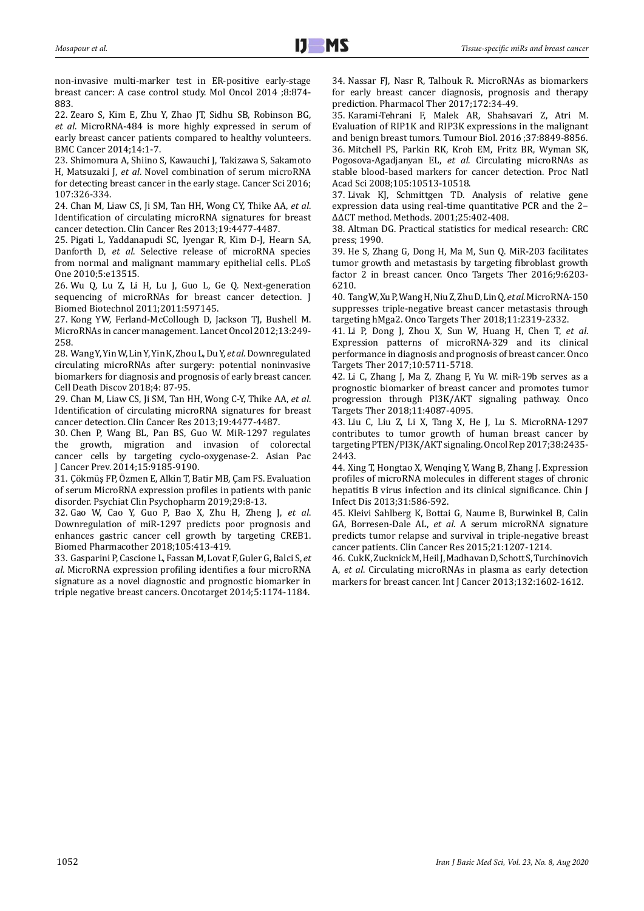non-invasive multi-marker test in ER-positive early-stage breast cancer: A case control study. Mol Oncol 2014 ;8:874-883.

22. Zearo S, Kim E, Zhu Y, Zhao JT, Sidhu SB, Robinson BG, *et al*. MicroRNA-484 is more highly expressed in serum of early breast cancer patients compared to healthy volunteers. BMC Cancer 2014;14:1-7.

23. Shimomura A, Shiino S, Kawauchi J, Takizawa S, Sakamoto H, Matsuzaki J, *et al*. Novel combination of serum microRNA for detecting breast cancer in the early stage. Cancer Sci 2016; 107:326-334.

24. Chan M, Liaw CS, Ji SM, Tan HH, Wong CY, Thike AA, *et al*. Identification of circulating microRNA signatures for breast cancer detection. Clin Cancer Res 2013;19:4477-4487.

25. Pigati L, Yaddanapudi SC, Iyengar R, Kim D-J, Hearn SA, Danforth D, *et al*. Selective release of microRNA species from normal and malignant mammary epithelial cells. PLoS One 2010;5:e13515.

26. Wu Q, Lu Z, Li H, Lu J, Guo L, Ge Q. Next-generation sequencing of microRNAs for breast cancer detection. J Biomed Biotechnol 2011;2011:597145.

27. Kong YW, Ferland-McCollough D, Jackson TJ, Bushell M. MicroRNAs in cancer management. Lancet Oncol 2012;13:249-258.

28. Wang Y, Yin W, Lin Y, Yin K, Zhou L, Du Y, *et al*. Downregulated circulating microRNAs after surgery: potential noninvasive biomarkers for diagnosis and prognosis of early breast cancer. Cell Death Discov 2018;4: 87-95.

29. Chan M, Liaw CS, Ji SM, Tan HH, Wong C-Y, Thike AA, *et al*. Identification of circulating microRNA signatures for breast cancer detection. Clin Cancer Res 2013;19:4477-4487.

30. Chen P, Wang BL, Pan BS, Guo W. MiR-1297 regulates the growth, migration and invasion of colorectal cancer cells by targeting cyclo-oxygenase-2. Asian Pac J Cancer Prev. 2014;15:9185-9190.

31. Çökmüş FP, Özmen E, Alkin T, Batir MB, Çam FS. Evaluation of serum MicroRNA expression profiles in patients with panic disorder. Psychiat Clin Psychopharm 2019;29:8-13.

32. Gao W, Cao Y, Guo P, Bao X, Zhu H, Zheng J, *et al*. Downregulation of miR-1297 predicts poor prognosis and enhances gastric cancer cell growth by targeting CREB1. Biomed Pharmacother 2018;105:413-419.

33. Gasparini P, Cascione L, Fassan M, Lovat F, Guler G, Balci S, *et al*. MicroRNA expression profiling identifies a four microRNA signature as a novel diagnostic and prognostic biomarker in triple negative breast cancers. Oncotarget 2014;5:1174-1184.

34. Nassar FJ, Nasr R, Talhouk R. MicroRNAs as biomarkers for early breast cancer diagnosis, prognosis and therapy prediction. Pharmacol Ther 2017;172:34-49.

35. Karami-Tehrani F, Malek AR, Shahsavari Z, Atri M. Evaluation of RIP1K and RIP3K expressions in the malignant and benign breast tumors. Tumour Biol. 2016 ;37:8849-8856.

36. Mitchell PS, Parkin RK, Kroh EM, Fritz BR, Wyman SK, Pogosova-Agadjanyan EL, *et al*. Circulating microRNAs as stable blood-based markers for cancer detection. Proc Natl Acad Sci 2008;105:10513-10518.

37. Livak KJ, Schmittgen TD. Analysis of relative gene expression data using real-time quantitative PCR and the 2–ΔΔCT method. Methods. 2001;25:402-408.

38. Altman DG. Practical statistics for medical research: CRC press; 1990.

39. He S, Zhang G, Dong H, Ma M, Sun Q. MiR-203 facilitates tumor growth and metastasis by targeting fibroblast growth factor 2 in breast cancer. Onco Targets Ther 2016;9:6203-6210.

40. Tang W, Xu P, Wang H, Niu Z, Zhu D, Lin Q, *et al*. MicroRNA-150 suppresses triple-negative breast cancer metastasis through targeting hMga2. Onco Targets Ther 2018;11:2319-2332.

41. Li P, Dong J, Zhou X, Sun W, Huang H, Chen T, *et al*. Expression patterns of microRNA-329 and its clinical performance in diagnosis and prognosis of breast cancer. Onco Targets Ther 2017;10:5711-5718.

42. Li C, Zhang J, Ma Z, Zhang F, Yu W. miR-19b serves as a prognostic biomarker of breast cancer and promotes tumor progression through PI3K/AKT signaling pathway. Onco Targets Ther 2018;11:4087-4095.

43. Liu C, Liu Z, Li X, Tang X, He J, Lu S. MicroRNA-1297 contributes to tumor growth of human breast cancer by targeting PTEN/PI3K/AKT signaling. Oncol Rep 2017;38:2435-2443.

44. Xing T, Hongtao X, Wenqing Y, Wang B, Zhang J. Expression profiles of microRNA molecules in different stages of chronic hepatitis B virus infection and its clinical significance. Chin J Infect Dis 2013;31:586-592.

45. Kleivi Sahlberg K, Bottai G, Naume B, Burwinkel B, Calin GA, Borresen-Dale AL, *et al*. A serum microRNA signature predicts tumor relapse and survival in triple-negative breast cancer patients. Clin Cancer Res 2015;21:1207-1214.

46. Cuk K, Zucknick M, Heil J, Madhavan D, Schott S, Turchinovich A, *et al*. Circulating microRNAs in plasma as early detection markers for breast cancer. Int J Cancer 2013;132:1602-1612.